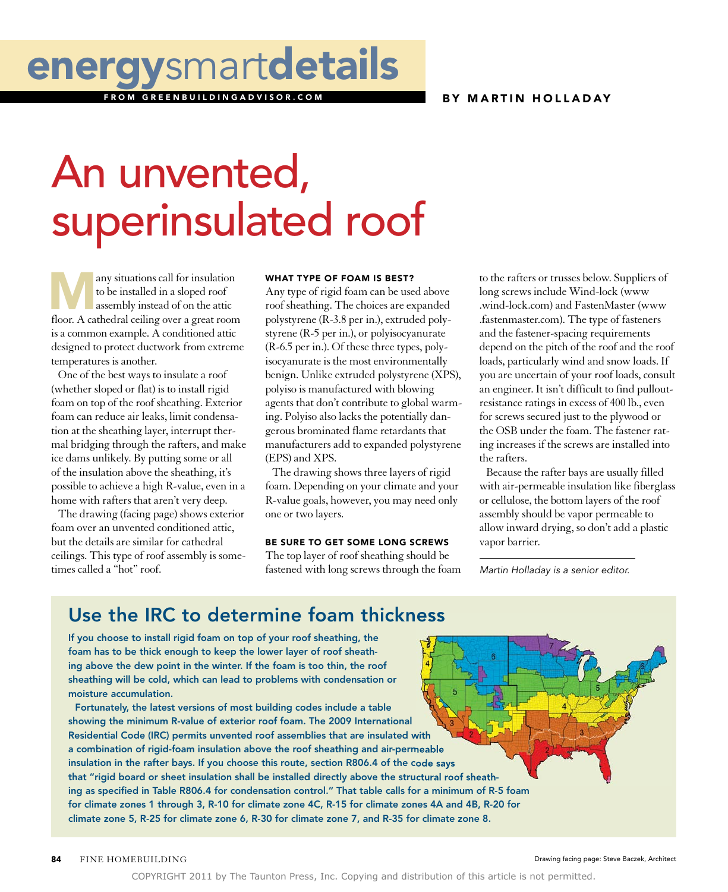# energysmartdetails

FROM GREENBUILDINGADVISOR.COM

BY MARTIN HOLLADAY

# An unvented, superinsulated roof

Many situations call for insulation to be installed in a sloped roof assembly instead of on the attic floor. A cathedral ceiling over a great room is a common example. A conditioned attic designed to protect ductwork from extreme temperatures is another.

One of the best ways to insulate a roof (whether sloped or flat) is to install rigid foam on top of the roof sheathing. Exterior foam can reduce air leaks, limit condensation at the sheathing layer, interrupt thermal bridging through the rafters, and make ice dams unlikely. By putting some or all of the insulation above the sheathing, it's possible to achieve a high R-value, even in a home with rafters that aren't very deep.

The drawing (facing page) shows exterior foam over an unvented conditioned attic, but the details are similar for cathedral ceilings. This type of roof assembly is sometimes called a "hot" roof.

### WHAT TYPE OF FOAM IS BEST?

Any type of rigid foam can be used above roof sheathing. The choices are expanded polystyrene (R-3.8 per in.), extruded polystyrene (R-5 per in.), or polyisocyanurate (R-6.5 per in.). Of these three types, polyisocyanurate is the most environmentally benign. Unlike extruded polystyrene (XPS), polyiso is manufactured with blowing agents that don't contribute to global warming. Polyiso also lacks the potentially dangerous brominated flame retardants that manufacturers add to expanded polystyrene (EPS) and XPS.

The drawing shows three layers of rigid foam. Depending on your climate and your R-value goals, however, you may need only one or two layers.

### BE SURE TO GET SOME LONG SCREWS

The top layer of roof sheathing should be fastened with long screws through the foam to the rafters or trusses below. Suppliers of long screws include Wind-lock (www.wind-lock.com) and FastenMaster (www.fastenmaster.com). The type of fasteners and the fastener-spacing requirements depend on the pitch of the roof and the roof loads, particularly wind and snow loads. If you are uncertain of your roof loads, consult an engineer. It isn't difficult to find pullout-resistance ratings in excess of 400 lb., even for screws secured just to the plywood or the OSB under the foam. The fastener rating increases if the screws are installed into the rafters.

Because the rafter bays are usually filled with air-permeable insulation like fiberglass or cellulose, the bottom layers of the roof assembly should be vapor permeable to allow inward drying, so don't add a plastic vapor barrier.

*Martin Holladay is a senior editor.*

## Use the IRC to determine foam thickness

**If you choose to install rigid foam on top of your roof sheathing, the foam has to be thick enough to keep the lower layer of roof sheathing above the dew point in the winter. If the foam is too thin, the roof sheathing will be cold, which can lead to problems with condensation or moisture accumulation.**

**Fortunately, the latest versions of most building codes include a table showing the minimum R-value of exterior roof foam. The 2009 International Residential Code (IRC) permits unvented roof assemblies that are insulated with a combination of rigid-foam insulation above the roof sheathing and air-permeable insulation in the rafter bays. If you choose this route, section R806.4 of the code says that "rigid board or sheet insulation shall be installed directly above the structural roof sheathing as specified in Table R806.4 for condensation control." That table calls for a minimum of R-5 foam for climate zones 1 through 3, R-10 for climate zone 4C, R-15 for climate zones 4A and 4B, R-20 for climate zone 5, R-25 for climate zone 6, R-30 for climate zone 7, and R-35 for climate zone 8.**

Drawing facing page: Steve Baczek, Architect

COPYRIGHT 2011 by The Taunton Press, Inc. Copying and distribution of this article is not permitted.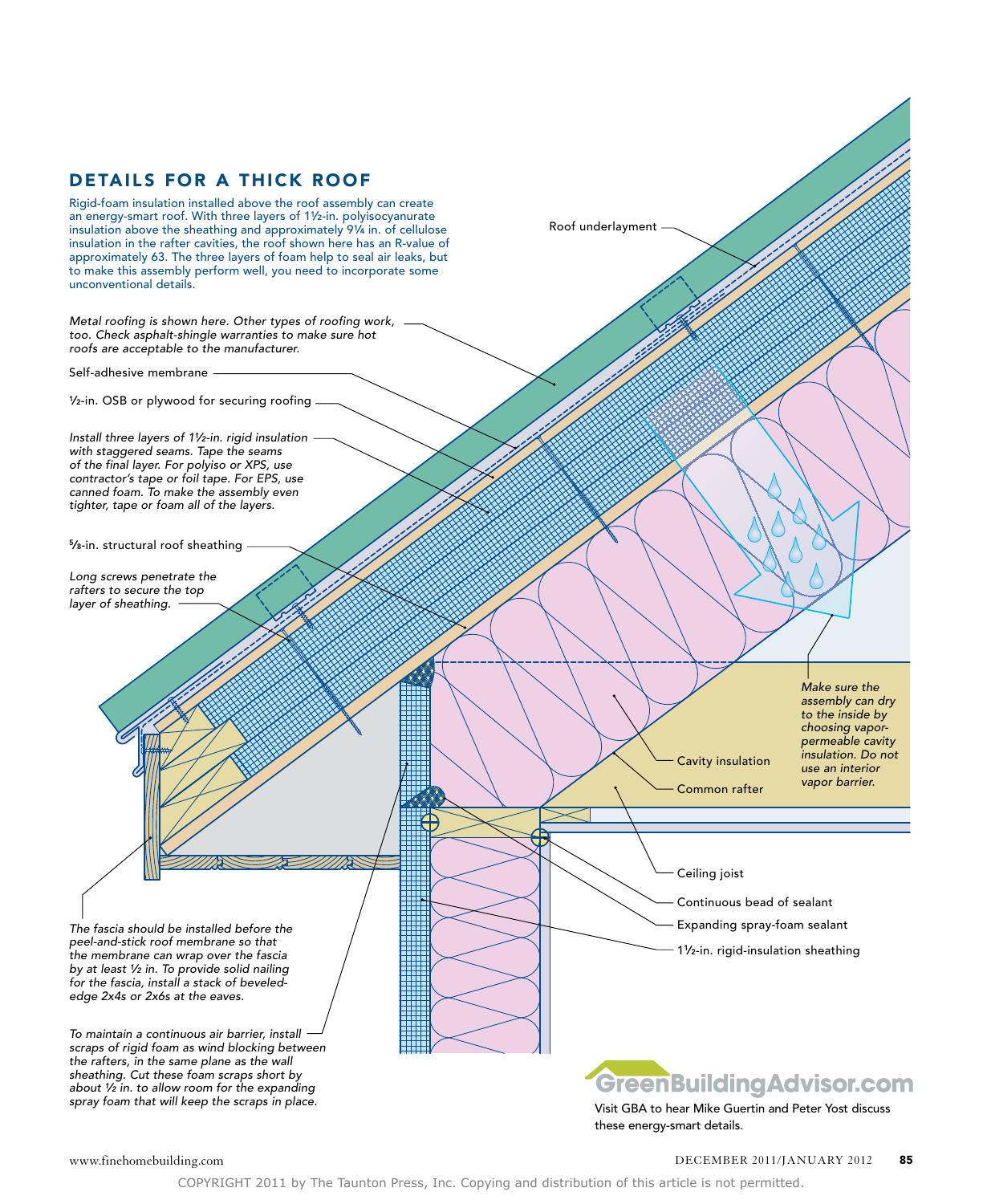## DETAILS FOR A THICK ROOF

Rigid-foam insulation installed above the roof assembly can create an energy-smart roof. With three layers of 1½-in. polyisocyanurate insulation above the sheathing and approximately 9¼ in. of cellulose insulation in the rafter cavities, the roof shown here has an R-value of approximately 63. The three layers of foam help to seal air leaks, but to make this assembly perform well, you need to incorporate some unconventional details.

*Metal roofing is shown here. Other types of roofing work, too. Check asphalt-shingle warranties to make sure hot roofs are acceptable to the manufacturer.*

Self-adhesive membrane

½-in. OSB or plywood for securing roofing

*Install three layers of 1½-in. rigid insulation with staggered seams. Tape the seams of the final layer. For polyiso or XPS, use contractor's tape or foil tape. For EPS, use canned foam. To make the assembly even tighter, tape or foam all of the layers.*

⅝-in. structural roof sheathing

*Long screws penetrate the rafters to secure the top layer of sheathing.*

Roof underlayment

*Make sure the assembly can dry to the inside by choosing vapor-permeable cavity insulation. Do not use an interior vapor barrier.*

Cavity insulation

Common rafter

Ceiling joist

Continuous bead of sealant

Expanding spray-foam sealant

1½-in. rigid-insulation sheathing

*The fascia should be installed before the peel-and-stick roof membrane so that the membrane can wrap over the fascia by at least ½ in. To provide solid nailing for the fascia, install a stack of beveled-edge 2x4s or 2x6s at the eaves.*

*To maintain a continuous air barrier, install scraps of rigid foam as wind blocking between the rafters, in the same plane as the wall sheathing. Cut these foam scraps short by about ½ in. to allow room for the expanding spray foam that will keep the scraps in place.*

GreenBuildingAdvisor.com

Visit GBA to hear Mike Guertin and Peter Yost discuss these energy-smart details.

COPYRIGHT 2011 by The Taunton Press, Inc. Copying and distribution of this article is not permitted.